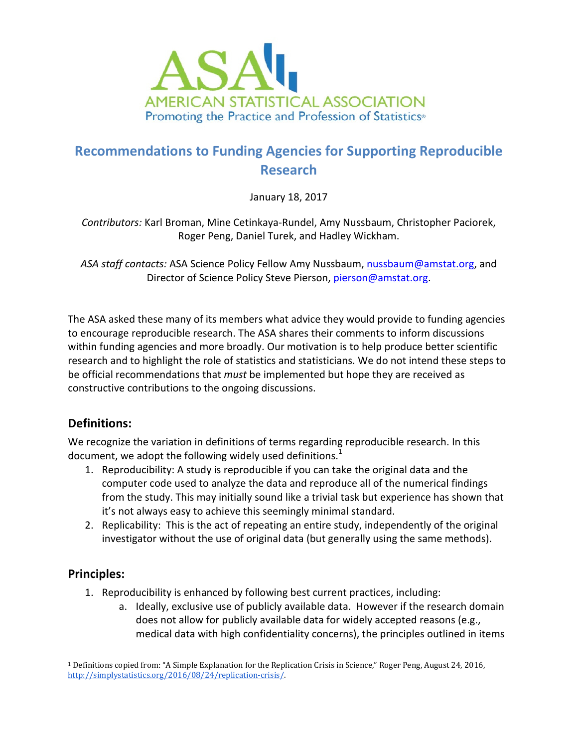AMERICAN STATISTICAL ASSOCIATION

Promoting the Practice and Profession of Statistics®

# Recommendations to Funding Agencies for Supporting Reproducible Research

January 18, 2017

*Contributors:* Karl Broman, Mine Cetinkaya-Rundel, Amy Nussbaum, Christopher Paciorek, Roger Peng, Daniel Turek, and Hadley Wickham.

*ASA staff contacts:* ASA Science Policy Fellow Amy Nussbaum, nussbaum@amstat.org, and Director of Science Policy Steve Pierson, pierson@amstat.org.

The ASA asked these many of its members what advice they would provide to funding agencies to encourage reproducible research. The ASA shares their comments to inform discussions within funding agencies and more broadly. Our motivation is to help produce better scientific research and to highlight the role of statistics and statisticians. We do not intend these steps to be official recommendations that *must* be implemented but hope they are received as constructive contributions to the ongoing discussions.

## Definitions:

We recognize the variation in definitions of terms regarding reproducible research. In this document, we adopt the following widely used definitions.[1]

1. Reproducibility: A study is reproducible if you can take the original data and the computer code used to analyze the data and reproduce all of the numerical findings from the study. This may initially sound like a trivial task but experience has shown that it's not always easy to achieve this seemingly minimal standard.
2. Replicability: This is the act of repeating an entire study, independently of the original investigator without the use of original data (but generally using the same methods).

## Principles:

1. Reproducibility is enhanced by following best current practices, including:
   a. Ideally, exclusive use of publicly available data. However if the research domain does not allow for publicly available data for widely accepted reasons (e.g., medical data with high confidentiality concerns), the principles outlined in items

[1] Definitions copied from: "A Simple Explanation for the Replication Crisis in Science," Roger Peng, August 24, 2016, http://simplystatistics.org/2016/08/24/replication-crisis/.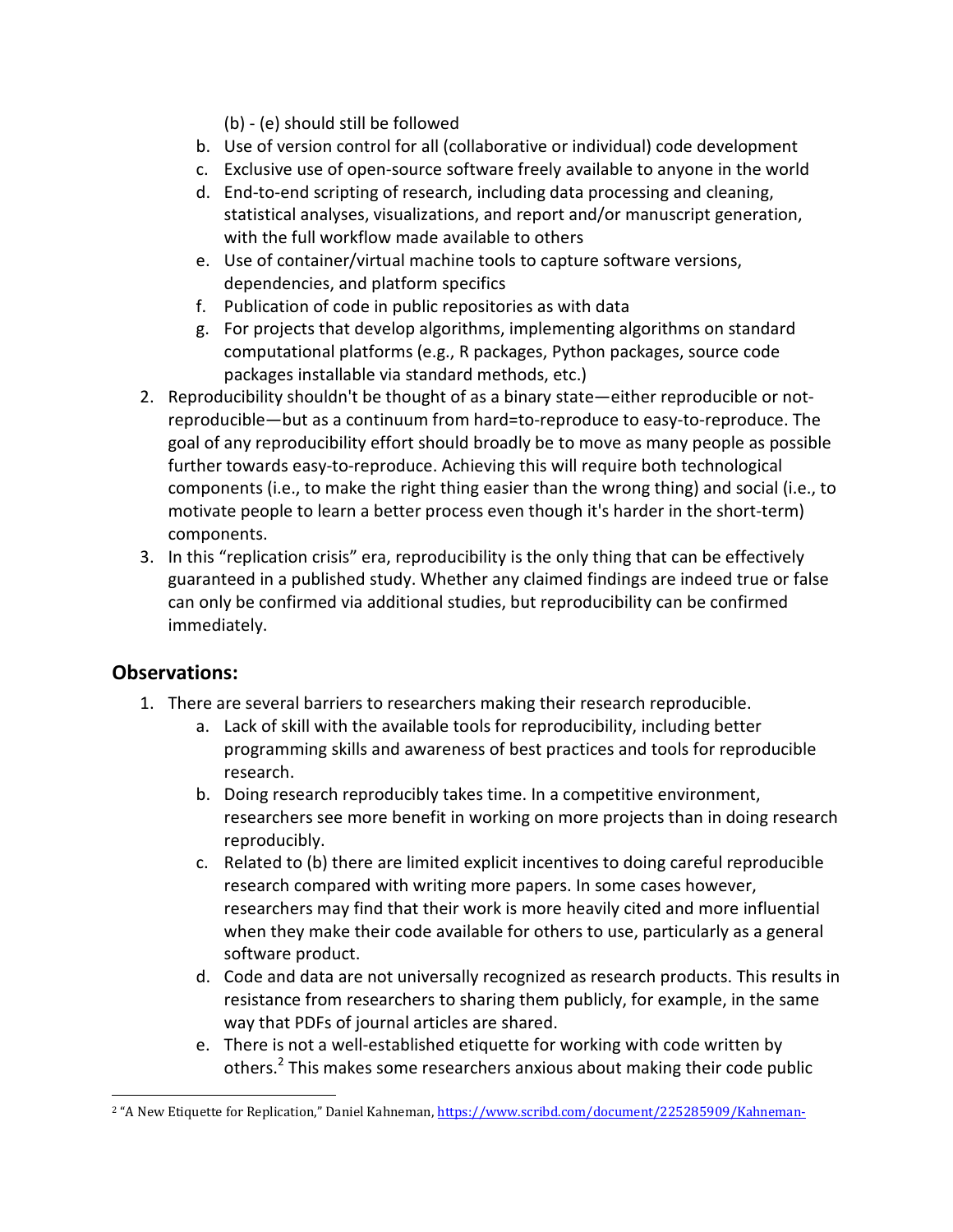(b) - (e) should still be followed

   b. Use of version control for all (collaborative or individual) code development
   c. Exclusive use of open-source software freely available to anyone in the world
   d. End-to-end scripting of research, including data processing and cleaning, statistical analyses, visualizations, and report and/or manuscript generation, with the full workflow made available to others
   e. Use of container/virtual machine tools to capture software versions, dependencies, and platform specifics
   f. Publication of code in public repositories as with data
   g. For projects that develop algorithms, implementing algorithms on standard computational platforms (e.g., R packages, Python packages, source code packages installable via standard methods, etc.)

2. Reproducibility shouldn't be thought of as a binary state—either reproducible or not-reproducible—but as a continuum from hard=to-reproduce to easy-to-reproduce. The goal of any reproducibility effort should broadly be to move as many people as possible further towards easy-to-reproduce. Achieving this will require both technological components (i.e., to make the right thing easier than the wrong thing) and social (i.e., to motivate people to learn a better process even though it's harder in the short-term) components.
3. In this "replication crisis" era, reproducibility is the only thing that can be effectively guaranteed in a published study. Whether any claimed findings are indeed true or false can only be confirmed via additional studies, but reproducibility can be confirmed immediately.

## Observations:

1. There are several barriers to researchers making their research reproducible.
   a. Lack of skill with the available tools for reproducibility, including better programming skills and awareness of best practices and tools for reproducible research.
   b. Doing research reproducibly takes time. In a competitive environment, researchers see more benefit in working on more projects than in doing research reproducibly.
   c. Related to (b) there are limited explicit incentives to doing careful reproducible research compared with writing more papers. In some cases however, researchers may find that their work is more heavily cited and more influential when they make their code available for others to use, particularly as a general software product.
   d. Code and data are not universally recognized as research products. This results in resistance from researchers to sharing them publicly, for example, in the same way that PDFs of journal articles are shared.
   e. There is not a well-established etiquette for working with code written by others.[2] This makes some researchers anxious about making their code public

[2] "A New Etiquette for Replication," Daniel Kahneman, https://www.scribd.com/document/225285909/Kahneman-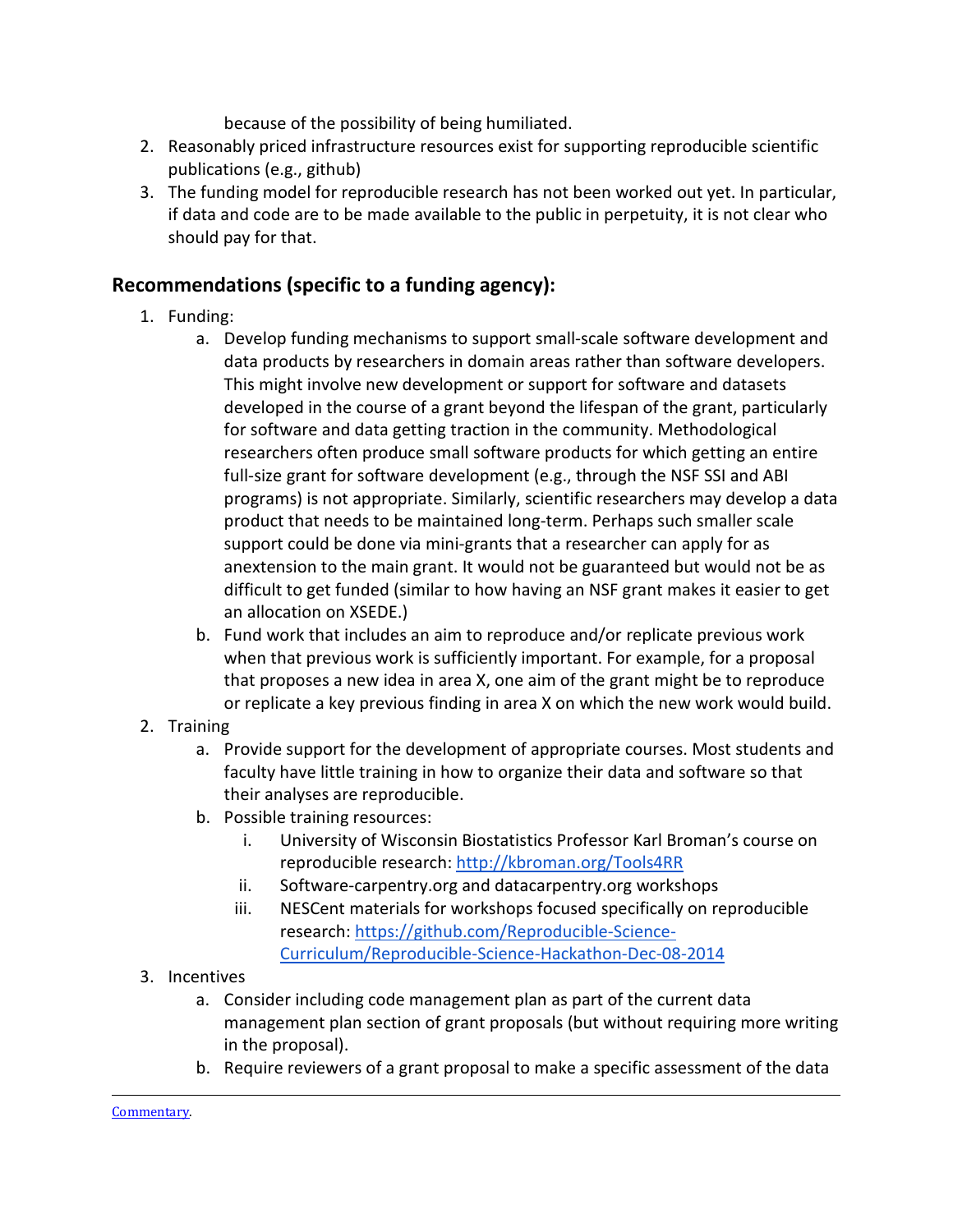because of the possibility of being humiliated.

2. Reasonably priced infrastructure resources exist for supporting reproducible scientific publications (e.g., github)
3. The funding model for reproducible research has not been worked out yet. In particular, if data and code are to be made available to the public in perpetuity, it is not clear who should pay for that.

## Recommendations (specific to a funding agency):

1. Funding:
   a. Develop funding mechanisms to support small-scale software development and data products by researchers in domain areas rather than software developers. This might involve new development or support for software and datasets developed in the course of a grant beyond the lifespan of the grant, particularly for software and data getting traction in the community. Methodological researchers often produce small software products for which getting an entire full-size grant for software development (e.g., through the NSF SSI and ABI programs) is not appropriate. Similarly, scientific researchers may develop a data product that needs to be maintained long-term. Perhaps such smaller scale support could be done via mini-grants that a researcher can apply for as anextension to the main grant. It would not be guaranteed but would not be as difficult to get funded (similar to how having an NSF grant makes it easier to get an allocation on XSEDE.)
   b. Fund work that includes an aim to reproduce and/or replicate previous work when that previous work is sufficiently important. For example, for a proposal that proposes a new idea in area X, one aim of the grant might be to reproduce or replicate a key previous finding in area X on which the new work would build.
2. Training
   a. Provide support for the development of appropriate courses. Most students and faculty have little training in how to organize their data and software so that their analyses are reproducible.
   b. Possible training resources:
      i. University of Wisconsin Biostatistics Professor Karl Broman's course on reproducible research: http://kbroman.org/Tools4RR
      ii. Software-carpentry.org and datacarpentry.org workshops
      iii. NESCent materials for workshops focused specifically on reproducible research: https://github.com/Reproducible-Science-Curriculum/Reproducible-Science-Hackathon-Dec-08-2014
3. Incentives
   a. Consider including code management plan as part of the current data management plan section of grant proposals (but without requiring more writing in the proposal).
   b. Require reviewers of a grant proposal to make a specific assessment of the data

Commentary.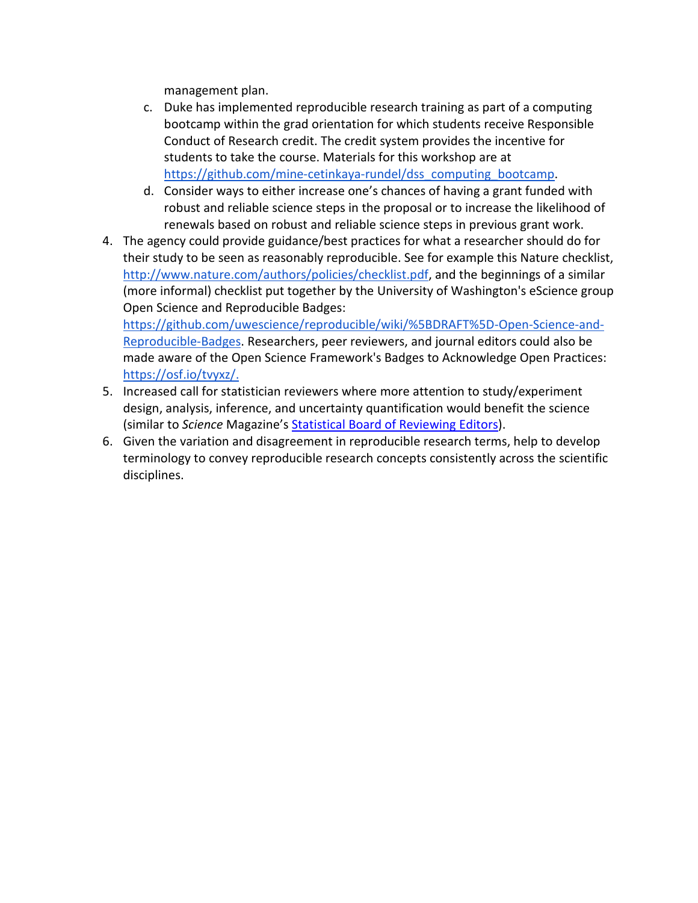management plan.

c. Duke has implemented reproducible research training as part of a computing bootcamp within the grad orientation for which students receive Responsible Conduct of Research credit. The credit system provides the incentive for students to take the course. Materials for this workshop are at [https://github.com/mine-cetinkaya-rundel/dss_computing_bootcamp](https://github.com/mine-cetinkaya-rundel/dss_computing_bootcamp).
d. Consider ways to either increase one's chances of having a grant funded with robust and reliable science steps in the proposal or to increase the likelihood of renewals based on robust and reliable science steps in previous grant work.

4. The agency could provide guidance/best practices for what a researcher should do for their study to be seen as reasonably reproducible. See for example this Nature checklist, [http://www.nature.com/authors/policies/checklist.pdf](http://www.nature.com/authors/policies/checklist.pdf), and the beginnings of a similar (more informal) checklist put together by the University of Washington's eScience group Open Science and Reproducible Badges: [https://github.com/uwescience/reproducible/wiki/%5BDRAFT%5D-Open-Science-and-Reproducible-Badges](https://github.com/uwescience/reproducible/wiki/%5BDRAFT%5D-Open-Science-and-Reproducible-Badges). Researchers, peer reviewers, and journal editors could also be made aware of the Open Science Framework's Badges to Acknowledge Open Practices: [https://osf.io/tvyxz/.](https://osf.io/tvyxz/)
5. Increased call for statistician reviewers where more attention to study/experiment design, analysis, inference, and uncertainty quantification would benefit the science (similar to *Science* Magazine's Statistical Board of Reviewing Editors).
6. Given the variation and disagreement in reproducible research terms, help to develop terminology to convey reproducible research concepts consistently across the scientific disciplines.